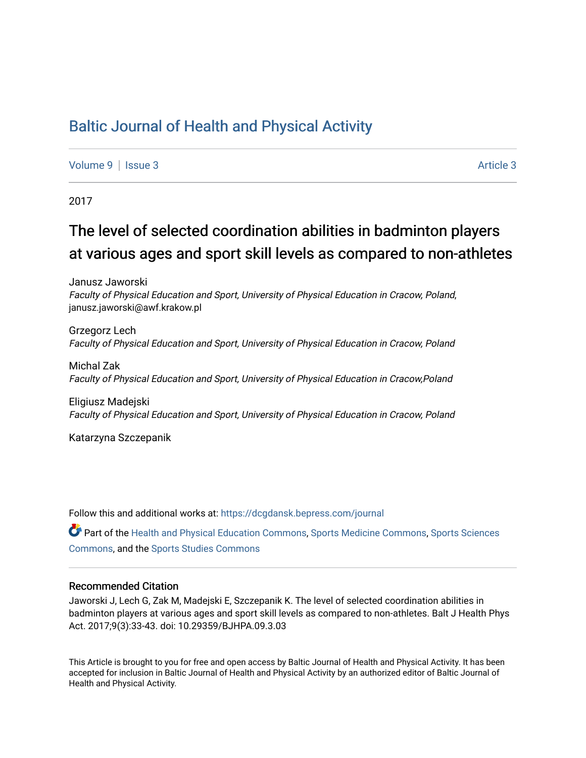# Baltic Journal of Health and Physical Activity

Volume 9 | Issue 3 Article 3

2017

## The level of selected coordination abilities in badminton players at various ages and sport skill levels as compared to non-athletes

Janusz Jaworski
*Faculty of Physical Education and Sport, University of Physical Education in Cracow, Poland*, janusz.jaworski@awf.krakow.pl

Grzegorz Lech
*Faculty of Physical Education and Sport, University of Physical Education in Cracow, Poland*

Michal Zak
*Faculty of Physical Education and Sport, University of Physical Education in Cracow,Poland*

Eligiusz Madejski
*Faculty of Physical Education and Sport, University of Physical Education in Cracow, Poland*

Katarzyna Szczepanik

Follow this and additional works at: https://dcgdansk.bepress.com/journal

Part of the Health and Physical Education Commons, Sports Medicine Commons, Sports Sciences Commons, and the Sports Studies Commons

### Recommended Citation

Jaworski J, Lech G, Zak M, Madejski E, Szczepanik K. The level of selected coordination abilities in badminton players at various ages and sport skill levels as compared to non-athletes. Balt J Health Phys Act. 2017;9(3):33-43. doi: 10.29359/BJHPA.09.3.03

This Article is brought to you for free and open access by Baltic Journal of Health and Physical Activity. It has been accepted for inclusion in Baltic Journal of Health and Physical Activity by an authorized editor of Baltic Journal of Health and Physical Activity.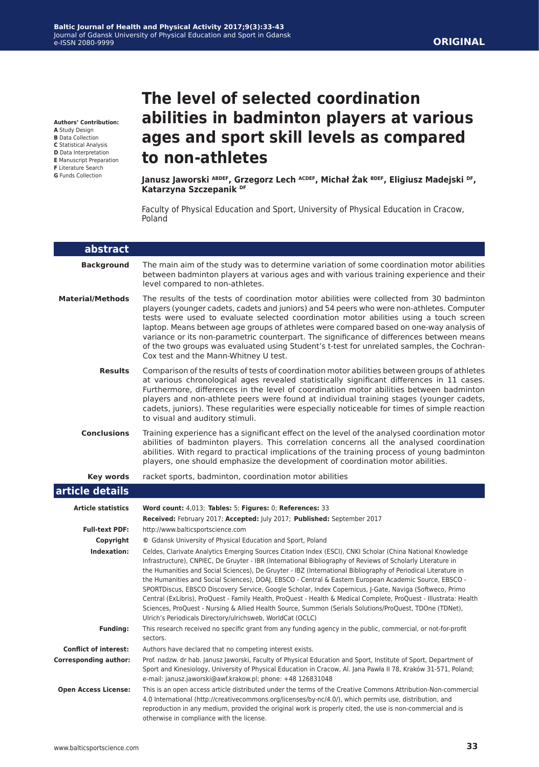**ORIGINAL**

# The level of selected coordination abilities in badminton players at various ages and sport skill levels as compared to non-athletes

**Authors' Contribution:**
**A** Study Design
**B** Data Collection
**C** Statistical Analysis
**D** Data Interpretation
**E** Manuscript Preparation
**F** Literature Search
**G** Funds Collection

**Janusz Jaworski [ABDEF], Grzegorz Lech [ACDEF], Michał Żak [BDEF], Eligiusz Madejski [DF], Katarzyna Szczepanik [DF]**

Faculty of Physical Education and Sport, University of Physical Education in Cracow, Poland

## abstract

**Background**
The main aim of the study was to determine variation of some coordination motor abilities between badminton players at various ages and with various training experience and their level compared to non-athletes.

**Material/Methods**
The results of the tests of coordination motor abilities were collected from 30 badminton players (younger cadets, cadets and juniors) and 54 peers who were non-athletes. Computer tests were used to evaluate selected coordination motor abilities using a touch screen laptop. Means between age groups of athletes were compared based on one-way analysis of variance or its non-parametric counterpart. The significance of differences between means of the two groups was evaluated using Student's t-test for unrelated samples, the Cochran-Cox test and the Mann-Whitney U test.

**Results**
Comparison of the results of tests of coordination motor abilities between groups of athletes at various chronological ages revealed statistically significant differences in 11 cases. Furthermore, differences in the level of coordination motor abilities between badminton players and non-athlete peers were found at individual training stages (younger cadets, cadets, juniors). These regularities were especially noticeable for times of simple reaction to visual and auditory stimuli.

**Conclusions**
Training experience has a significant effect on the level of the analysed coordination motor abilities of badminton players. This correlation concerns all the analysed coordination abilities. With regard to practical implications of the training process of young badminton players, one should emphasize the development of coordination motor abilities.

**Key words**
racket sports, badminton, coordination motor abilities

## article details

**Article statistics**
**Word count:** 4,013; **Tables:** 5; **Figures:** 0; **References:** 33
**Received:** February 2017; **Accepted:** July 2017; **Published:** September 2017

**Full-text PDF:**
http://www.balticsportscience.com

**Copyright**
© Gdansk University of Physical Education and Sport, Poland

**Indexation:**
Celdes, Clarivate Analytics Emerging Sources Citation Index (ESCI), CNKI Scholar (China National Knowledge Infrastructure), CNPIEC, De Gruyter - IBR (International Bibliography of Reviews of Scholarly Literature in the Humanities and Social Sciences), De Gruyter - IBZ (International Bibliography of Periodical Literature in the Humanities and Social Sciences), DOAJ, EBSCO - Central & Eastern European Academic Source, EBSCO - SPORTDiscus, EBSCO Discovery Service, Google Scholar, Index Copernicus, J-Gate, Naviga (Softweco, Primo Central (ExLibris), ProQuest - Family Health, ProQuest - Health & Medical Complete, ProQuest - Illustrata: Health Sciences, ProQuest - Nursing & Allied Health Source, Summon (Serials Solutions/ProQuest, TDOne (TDNet), Ulrich's Periodicals Directory/ulrichsweb, WorldCat (OCLC)

**Funding:**
This research received no specific grant from any funding agency in the public, commercial, or not-for-profit sectors.

**Conflict of interest:**
Authors have declared that no competing interest exists.

**Corresponding author:**
Prof. nadzw. dr hab. Janusz Jaworski, Faculty of Physical Education and Sport, Institute of Sport, Department of Sport and Kinesiology, University of Physical Education in Cracow, Al. Jana Pawła II 78, Kraków 31-571, Poland; e-mail: janusz.jaworski@awf.krakow.pl; phone: +48 126831048

**Open Access License:**
This is an open access article distributed under the terms of the Creative Commons Attribution-Non-commercial 4.0 International (http://creativecommons.org/licenses/by-nc/4.0/), which permits use, distribution, and reproduction in any medium, provided the original work is properly cited, the use is non-commercial and is otherwise in compliance with the license.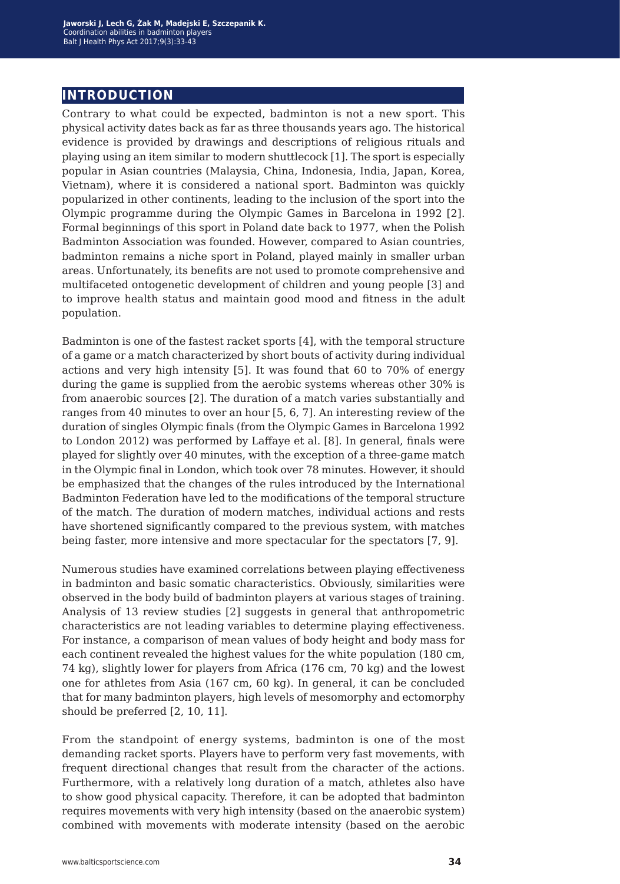# INTRODUCTION

Contrary to what could be expected, badminton is not a new sport. This physical activity dates back as far as three thousands years ago. The historical evidence is provided by drawings and descriptions of religious rituals and playing using an item similar to modern shuttlecock [1]. The sport is especially popular in Asian countries (Malaysia, China, Indonesia, India, Japan, Korea, Vietnam), where it is considered a national sport. Badminton was quickly popularized in other continents, leading to the inclusion of the sport into the Olympic programme during the Olympic Games in Barcelona in 1992 [2]. Formal beginnings of this sport in Poland date back to 1977, when the Polish Badminton Association was founded. However, compared to Asian countries, badminton remains a niche sport in Poland, played mainly in smaller urban areas. Unfortunately, its benefits are not used to promote comprehensive and multifaceted ontogenetic development of children and young people [3] and to improve health status and maintain good mood and fitness in the adult population.

Badminton is one of the fastest racket sports [4], with the temporal structure of a game or a match characterized by short bouts of activity during individual actions and very high intensity [5]. It was found that 60 to 70% of energy during the game is supplied from the aerobic systems whereas other 30% is from anaerobic sources [2]. The duration of a match varies substantially and ranges from 40 minutes to over an hour [5, 6, 7]. An interesting review of the duration of singles Olympic finals (from the Olympic Games in Barcelona 1992 to London 2012) was performed by Laffaye et al. [8]. In general, finals were played for slightly over 40 minutes, with the exception of a three-game match in the Olympic final in London, which took over 78 minutes. However, it should be emphasized that the changes of the rules introduced by the International Badminton Federation have led to the modifications of the temporal structure of the match. The duration of modern matches, individual actions and rests have shortened significantly compared to the previous system, with matches being faster, more intensive and more spectacular for the spectators [7, 9].

Numerous studies have examined correlations between playing effectiveness in badminton and basic somatic characteristics. Obviously, similarities were observed in the body build of badminton players at various stages of training. Analysis of 13 review studies [2] suggests in general that anthropometric characteristics are not leading variables to determine playing effectiveness. For instance, a comparison of mean values of body height and body mass for each continent revealed the highest values for the white population (180 cm, 74 kg), slightly lower for players from Africa (176 cm, 70 kg) and the lowest one for athletes from Asia (167 cm, 60 kg). In general, it can be concluded that for many badminton players, high levels of mesomorphy and ectomorphy should be preferred [2, 10, 11].

From the standpoint of energy systems, badminton is one of the most demanding racket sports. Players have to perform very fast movements, with frequent directional changes that result from the character of the actions. Furthermore, with a relatively long duration of a match, athletes also have to show good physical capacity. Therefore, it can be adopted that badminton requires movements with very high intensity (based on the anaerobic system) combined with movements with moderate intensity (based on the aerobic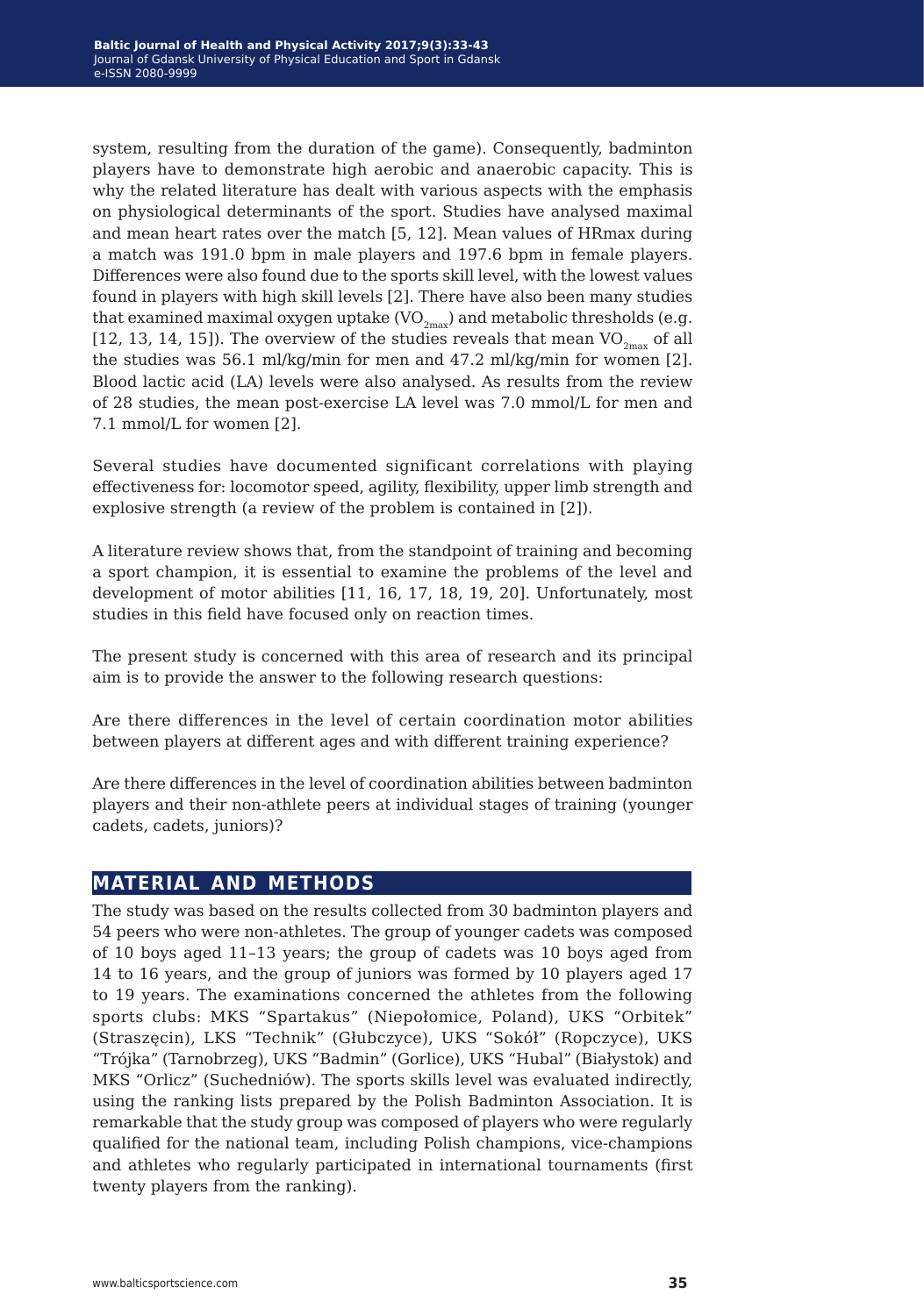system, resulting from the duration of the game). Consequently, badminton players have to demonstrate high aerobic and anaerobic capacity. This is why the related literature has dealt with various aspects with the emphasis on physiological determinants of the sport. Studies have analysed maximal and mean heart rates over the match [5, 12]. Mean values of HRmax during a match was 191.0 bpm in male players and 197.6 bpm in female players. Differences were also found due to the sports skill level, with the lowest values found in players with high skill levels [2]. There have also been many studies that examined maximal oxygen uptake ($VO_{2max}$) and metabolic thresholds (e.g. [12, 13, 14, 15]). The overview of the studies reveals that mean $VO_{2max}$ of all the studies was 56.1 ml/kg/min for men and 47.2 ml/kg/min for women [2]. Blood lactic acid (LA) levels were also analysed. As results from the review of 28 studies, the mean post-exercise LA level was 7.0 mmol/L for men and 7.1 mmol/L for women [2].

Several studies have documented significant correlations with playing effectiveness for: locomotor speed, agility, flexibility, upper limb strength and explosive strength (a review of the problem is contained in [2]).

A literature review shows that, from the standpoint of training and becoming a sport champion, it is essential to examine the problems of the level and development of motor abilities [11, 16, 17, 18, 19, 20]. Unfortunately, most studies in this field have focused only on reaction times.

The present study is concerned with this area of research and its principal aim is to provide the answer to the following research questions:

Are there differences in the level of certain coordination motor abilities between players at different ages and with different training experience?

Are there differences in the level of coordination abilities between badminton players and their non-athlete peers at individual stages of training (younger cadets, cadets, juniors)?

## MATERIAL AND METHODS

The study was based on the results collected from 30 badminton players and 54 peers who were non-athletes. The group of younger cadets was composed of 10 boys aged 11–13 years; the group of cadets was 10 boys aged from 14 to 16 years, and the group of juniors was formed by 10 players aged 17 to 19 years. The examinations concerned the athletes from the following sports clubs: MKS "Spartakus" (Niepołomice, Poland), UKS "Orbitek" (Straszęcin), LKS "Technik" (Głubczyce), UKS "Sokół" (Ropczyce), UKS "Trójka" (Tarnobrzeg), UKS "Badmin" (Gorlice), UKS "Hubal" (Białystok) and MKS "Orlicz" (Suchedniów). The sports skills level was evaluated indirectly, using the ranking lists prepared by the Polish Badminton Association. It is remarkable that the study group was composed of players who were regularly qualified for the national team, including Polish champions, vice-champions and athletes who regularly participated in international tournaments (first twenty players from the ranking).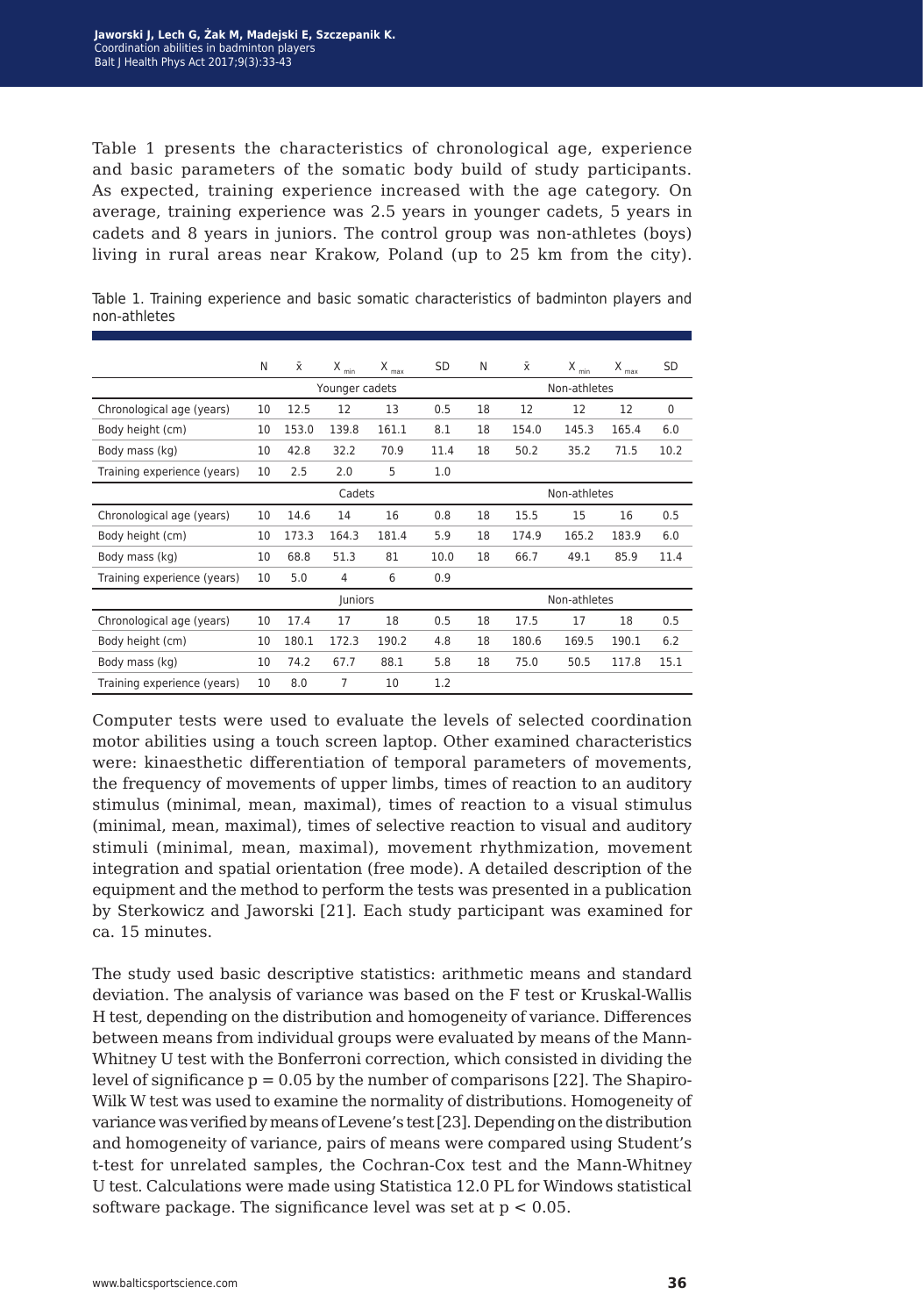Table 1 presents the characteristics of chronological age, experience and basic parameters of the somatic body build of study participants. As expected, training experience increased with the age category. On average, training experience was 2.5 years in younger cadets, 5 years in cadets and 8 years in juniors. The control group was non-athletes (boys) living in rural areas near Krakow, Poland (up to 25 km from the city).

Table 1. Training experience and basic somatic characteristics of badminton players and non-athletes

| | N | $\bar{x}$ | $X_{min}$ | $X_{max}$ | SD | N | $\bar{x}$ | $X_{min}$ | $X_{max}$ | SD |
|---|---|---|---|---|---|---|---|---|---|---|
| | Younger cadets | | | | | Non-athletes | | | | |
| Chronological age (years) | 10 | 12.5 | 12 | 13 | 0.5 | 18 | 12 | 12 | 12 | 0 |
| Body height (cm) | 10 | 153.0 | 139.8 | 161.1 | 8.1 | 18 | 154.0 | 145.3 | 165.4 | 6.0 |
| Body mass (kg) | 10 | 42.8 | 32.2 | 70.9 | 11.4 | 18 | 50.2 | 35.2 | 71.5 | 10.2 |
| Training experience (years) | 10 | 2.5 | 2.0 | 5 | 1.0 | | | | | |
| | Cadets | | | | | Non-athletes | | | | |
| Chronological age (years) | 10 | 14.6 | 14 | 16 | 0.8 | 18 | 15.5 | 15 | 16 | 0.5 |
| Body height (cm) | 10 | 173.3 | 164.3 | 181.4 | 5.9 | 18 | 174.9 | 165.2 | 183.9 | 6.0 |
| Body mass (kg) | 10 | 68.8 | 51.3 | 81 | 10.0 | 18 | 66.7 | 49.1 | 85.9 | 11.4 |
| Training experience (years) | 10 | 5.0 | 4 | 6 | 0.9 | | | | | |
| | Juniors | | | | | Non-athletes | | | | |
| Chronological age (years) | 10 | 17.4 | 17 | 18 | 0.5 | 18 | 17.5 | 17 | 18 | 0.5 |
| Body height (cm) | 10 | 180.1 | 172.3 | 190.2 | 4.8 | 18 | 180.6 | 169.5 | 190.1 | 6.2 |
| Body mass (kg) | 10 | 74.2 | 67.7 | 88.1 | 5.8 | 18 | 75.0 | 50.5 | 117.8 | 15.1 |
| Training experience (years) | 10 | 8.0 | 7 | 10 | 1.2 | | | | | |

Computer tests were used to evaluate the levels of selected coordination motor abilities using a touch screen laptop. Other examined characteristics were: kinaesthetic differentiation of temporal parameters of movements, the frequency of movements of upper limbs, times of reaction to an auditory stimulus (minimal, mean, maximal), times of reaction to a visual stimulus (minimal, mean, maximal), times of selective reaction to visual and auditory stimuli (minimal, mean, maximal), movement rhythmization, movement integration and spatial orientation (free mode). A detailed description of the equipment and the method to perform the tests was presented in a publication by Sterkowicz and Jaworski [21]. Each study participant was examined for ca. 15 minutes.

The study used basic descriptive statistics: arithmetic means and standard deviation. The analysis of variance was based on the F test or Kruskal-Wallis H test, depending on the distribution and homogeneity of variance. Differences between means from individual groups were evaluated by means of the Mann-Whitney U test with the Bonferroni correction, which consisted in dividing the level of significance $p = 0.05$ by the number of comparisons [22]. The Shapiro-Wilk W test was used to examine the normality of distributions. Homogeneity of variance was verified by means of Levene's test [23]. Depending on the distribution and homogeneity of variance, pairs of means were compared using Student's t-test for unrelated samples, the Cochran-Cox test and the Mann-Whitney U test. Calculations were made using Statistica 12.0 PL for Windows statistical software package. The significance level was set at $p < 0.05$.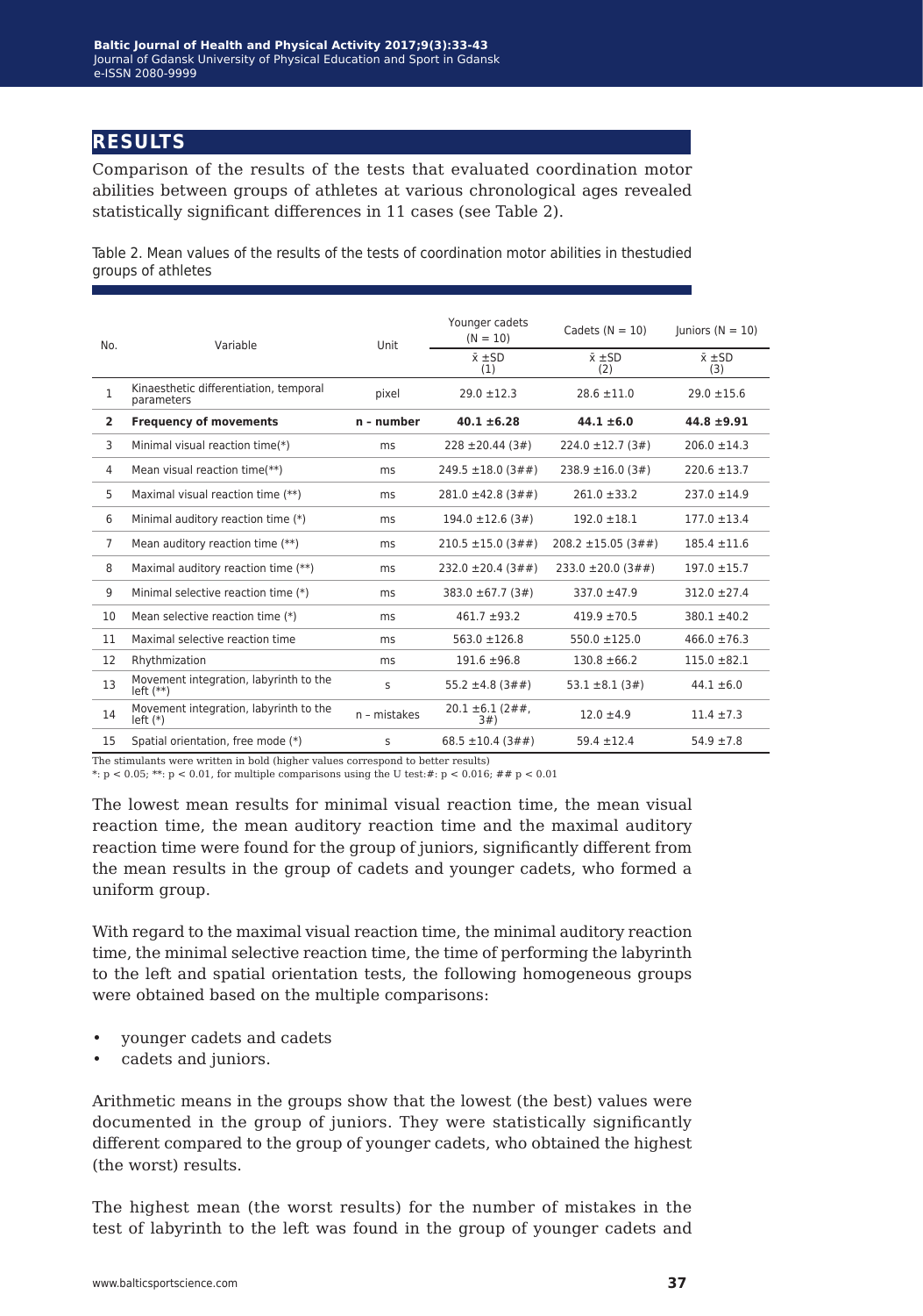## RESULTS

Comparison of the results of the tests that evaluated coordination motor abilities between groups of athletes at various chronological ages revealed statistically significant differences in 11 cases (see Table 2).

Table 2. Mean values of the results of the tests of coordination motor abilities in thestudied groups of athletes

| No. | Variable | Unit | Younger cadets (N = 10) | Cadets (N = 10) | Juniors (N = 10) |
|---|---|---|---|---|---|
| | | | x̄ ±SD (1) | x̄ ±SD (2) | x̄ ±SD (3) |
| 1 | Kinaesthetic differentiation, temporal parameters | pixel | 29.0 ±12.3 | 28.6 ±11.0 | 29.0 ±15.6 |
| **2** | **Frequency of movements** | **n – number** | **40.1 ±6.28** | **44.1 ±6.0** | **44.8 ±9.91** |
| 3 | Minimal visual reaction time(*) | ms | 228 ±20.44 (3#) | 224.0 ±12.7 (3#) | 206.0 ±14.3 |
| 4 | Mean visual reaction time(**) | ms | 249.5 ±18.0 (3##) | 238.9 ±16.0 (3#) | 220.6 ±13.7 |
| 5 | Maximal visual reaction time (**) | ms | 281.0 ±42.8 (3##) | 261.0 ±33.2 | 237.0 ±14.9 |
| 6 | Minimal auditory reaction time (*) | ms | 194.0 ±12.6 (3#) | 192.0 ±18.1 | 177.0 ±13.4 |
| 7 | Mean auditory reaction time (**) | ms | 210.5 ±15.0 (3##) | 208.2 ±15.05 (3##) | 185.4 ±11.6 |
| 8 | Maximal auditory reaction time (**) | ms | 232.0 ±20.4 (3##) | 233.0 ±20.0 (3##) | 197.0 ±15.7 |
| 9 | Minimal selective reaction time (*) | ms | 383.0 ±67.7 (3#) | 337.0 ±47.9 | 312.0 ±27.4 |
| 10 | Mean selective reaction time (*) | ms | 461.7 ±93.2 | 419.9 ±70.5 | 380.1 ±40.2 |
| 11 | Maximal selective reaction time | ms | 563.0 ±126.8 | 550.0 ±125.0 | 466.0 ±76.3 |
| 12 | Rhythmization | ms | 191.6 ±96.8 | 130.8 ±66.2 | 115.0 ±82.1 |
| 13 | Movement integration, labyrinth to the left (**) | s | 55.2 ±4.8 (3##) | 53.1 ±8.1 (3#) | 44.1 ±6.0 |
| 14 | Movement integration, labyrinth to the left (*) | n – mistakes | 20.1 ±6.1 (2##, 3#) | 12.0 ±4.9 | 11.4 ±7.3 |
| 15 | Spatial orientation, free mode (*) | s | 68.5 ±10.4 (3##) | 59.4 ±12.4 | 54.9 ±7.8 |

The stimulants were written in bold (higher values correspond to better results)
*: $p < 0.05$; **: $p < 0.01$, for multiple comparisons using the U test:#: $p < 0.016$; ## $p < 0.01$

The lowest mean results for minimal visual reaction time, the mean visual reaction time, the mean auditory reaction time and the maximal auditory reaction time were found for the group of juniors, significantly different from the mean results in the group of cadets and younger cadets, who formed a uniform group.

With regard to the maximal visual reaction time, the minimal auditory reaction time, the minimal selective reaction time, the time of performing the labyrinth to the left and spatial orientation tests, the following homogeneous groups were obtained based on the multiple comparisons:

- younger cadets and cadets
- cadets and juniors.

Arithmetic means in the groups show that the lowest (the best) values were documented in the group of juniors. They were statistically significantly different compared to the group of younger cadets, who obtained the highest (the worst) results.

The highest mean (the worst results) for the number of mistakes in the test of labyrinth to the left was found in the group of younger cadets and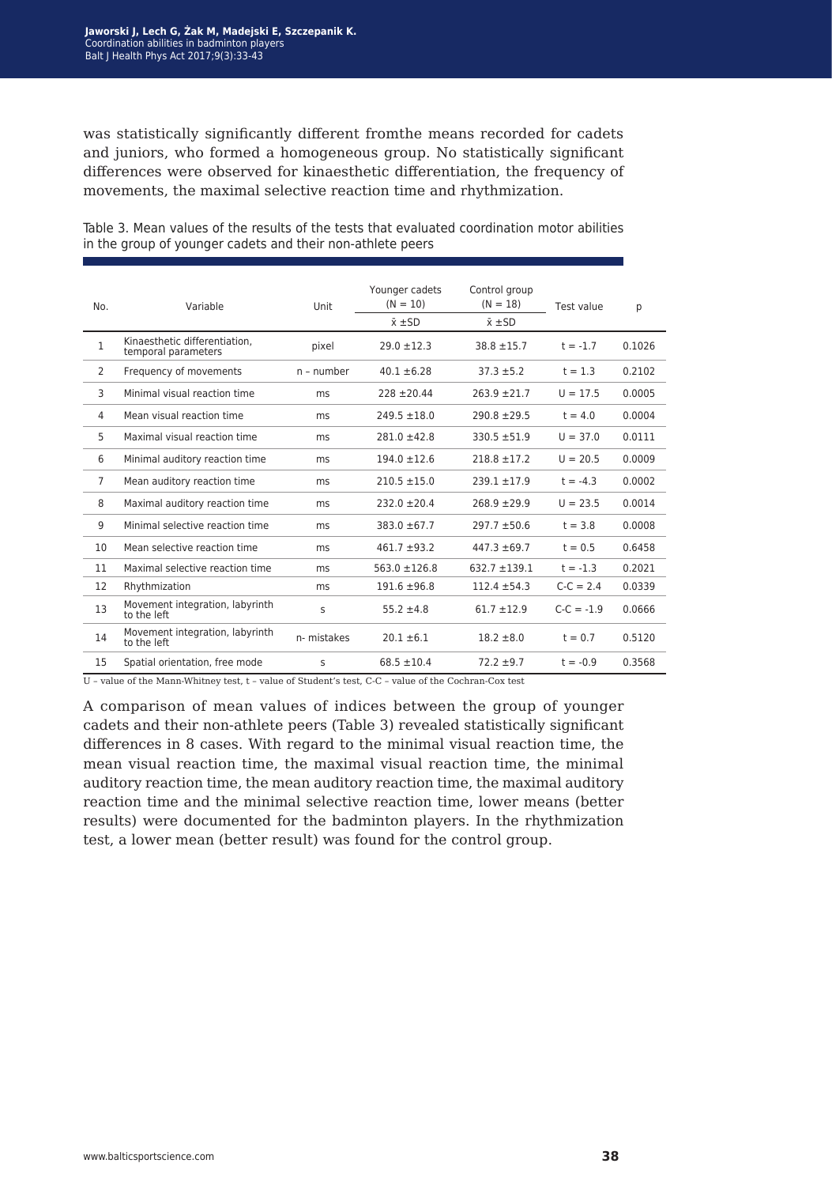was statistically significantly different fromthe means recorded for cadets and juniors, who formed a homogeneous group. No statistically significant differences were observed for kinaesthetic differentiation, the frequency of movements, the maximal selective reaction time and rhythmization.

Table 3. Mean values of the results of the tests that evaluated coordination motor abilities in the group of younger cadets and their non-athlete peers

| No. | Variable | Unit | Younger cadets (N = 10) | Control group (N = 18) | Test value | p |
|---|---|---|---|---|---|---|
| | | | x̄ ±SD | x̄ ±SD | | |
| 1 | Kinaesthetic differentiation, temporal parameters | pixel | 29.0 ±12.3 | 38.8 ±15.7 | t = -1.7 | 0.1026 |
| 2 | Frequency of movements | n – number | 40.1 ±6.28 | 37.3 ±5.2 | t = 1.3 | 0.2102 |
| 3 | Minimal visual reaction time | ms | 228 ±20.44 | 263.9 ±21.7 | U = 17.5 | 0.0005 |
| 4 | Mean visual reaction time | ms | 249.5 ±18.0 | 290.8 ±29.5 | t = 4.0 | 0.0004 |
| 5 | Maximal visual reaction time | ms | 281.0 ±42.8 | 330.5 ±51.9 | U = 37.0 | 0.0111 |
| 6 | Minimal auditory reaction time | ms | 194.0 ±12.6 | 218.8 ±17.2 | U = 20.5 | 0.0009 |
| 7 | Mean auditory reaction time | ms | 210.5 ±15.0 | 239.1 ±17.9 | t = -4.3 | 0.0002 |
| 8 | Maximal auditory reaction time | ms | 232.0 ±20.4 | 268.9 ±29.9 | U = 23.5 | 0.0014 |
| 9 | Minimal selective reaction time | ms | 383.0 ±67.7 | 297.7 ±50.6 | t = 3.8 | 0.0008 |
| 10 | Mean selective reaction time | ms | 461.7 ±93.2 | 447.3 ±69.7 | t = 0.5 | 0.6458 |
| 11 | Maximal selective reaction time | ms | 563.0 ±126.8 | 632.7 ±139.1 | t = -1.3 | 0.2021 |
| 12 | Rhythmization | ms | 191.6 ±96.8 | 112.4 ±54.3 | C-C = 2.4 | 0.0339 |
| 13 | Movement integration, labyrinth to the left | s | 55.2 ±4.8 | 61.7 ±12.9 | C-C = -1.9 | 0.0666 |
| 14 | Movement integration, labyrinth to the left | n- mistakes | 20.1 ±6.1 | 18.2 ±8.0 | t = 0.7 | 0.5120 |
| 15 | Spatial orientation, free mode | s | 68.5 ±10.4 | 72.2 ±9.7 | t = -0.9 | 0.3568 |

U – value of the Mann-Whitney test, t – value of Student's test, C-C – value of the Cochran-Cox test

A comparison of mean values of indices between the group of younger cadets and their non-athlete peers (Table 3) revealed statistically significant differences in 8 cases. With regard to the minimal visual reaction time, the mean visual reaction time, the maximal visual reaction time, the minimal auditory reaction time, the mean auditory reaction time, the maximal auditory reaction time and the minimal selective reaction time, lower means (better results) were documented for the badminton players. In the rhythmization test, a lower mean (better result) was found for the control group.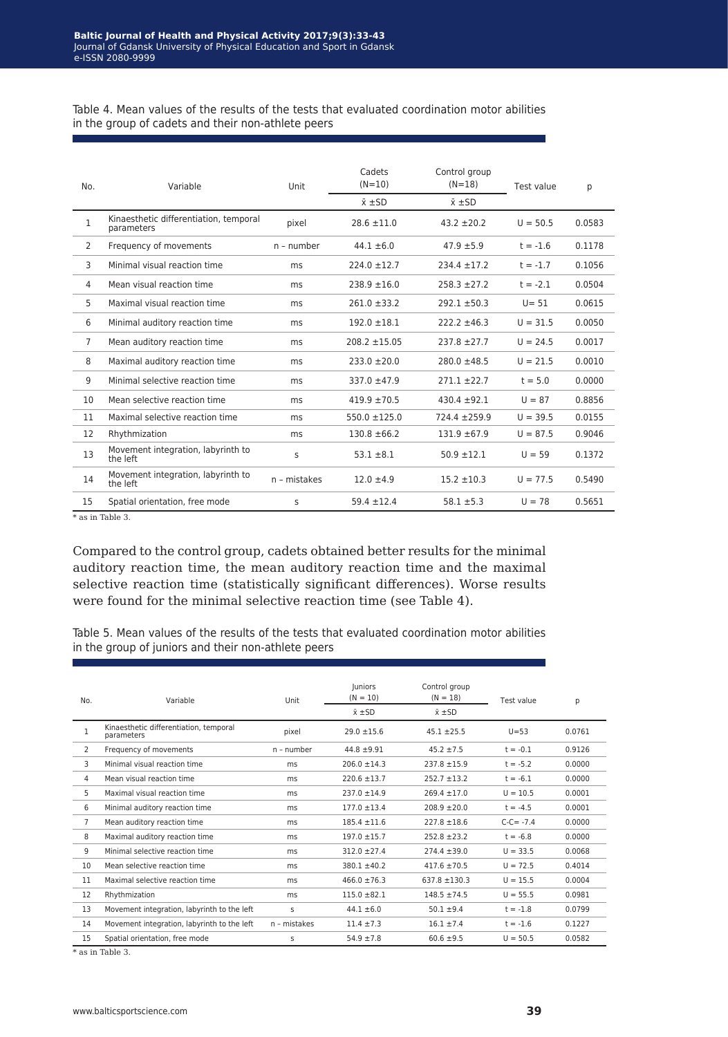Table 4. Mean values of the results of the tests that evaluated coordination motor abilities in the group of cadets and their non-athlete peers

| No. | Variable | Unit | Cadets (N=10) | Control group (N=18) | Test value | p |
|---|---|---|---|---|---|---|
| | | | x̄ ±SD | x̄ ±SD | | |
| 1 | Kinaesthetic differentiation, temporal parameters | pixel | 28.6 ±11.0 | 43.2 ±20.2 | U = 50.5 | 0.0583 |
| 2 | Frequency of movements | n – number | 44.1 ±6.0 | 47.9 ±5.9 | t = -1.6 | 0.1178 |
| 3 | Minimal visual reaction time | ms | 224.0 ±12.7 | 234.4 ±17.2 | t = -1.7 | 0.1056 |
| 4 | Mean visual reaction time | ms | 238.9 ±16.0 | 258.3 ±27.2 | t = -2.1 | 0.0504 |
| 5 | Maximal visual reaction time | ms | 261.0 ±33.2 | 292.1 ±50.3 | U= 51 | 0.0615 |
| 6 | Minimal auditory reaction time | ms | 192.0 ±18.1 | 222.2 ±46.3 | U = 31.5 | 0.0050 |
| 7 | Mean auditory reaction time | ms | 208.2 ±15.05 | 237.8 ±27.7 | U = 24.5 | 0.0017 |
| 8 | Maximal auditory reaction time | ms | 233.0 ±20.0 | 280.0 ±48.5 | U = 21.5 | 0.0010 |
| 9 | Minimal selective reaction time | ms | 337.0 ±47.9 | 271.1 ±22.7 | t = 5.0 | 0.0000 |
| 10 | Mean selective reaction time | ms | 419.9 ±70.5 | 430.4 ±92.1 | U = 87 | 0.8856 |
| 11 | Maximal selective reaction time | ms | 550.0 ±125.0 | 724.4 ±259.9 | U = 39.5 | 0.0155 |
| 12 | Rhythmization | ms | 130.8 ±66.2 | 131.9 ±67.9 | U = 87.5 | 0.9046 |
| 13 | Movement integration, labyrinth to the left | s | 53.1 ±8.1 | 50.9 ±12.1 | U = 59 | 0.1372 |
| 14 | Movement integration, labyrinth to the left | n – mistakes | 12.0 ±4.9 | 15.2 ±10.3 | U = 77.5 | 0.5490 |
| 15 | Spatial orientation, free mode | s | 59.4 ±12.4 | 58.1 ±5.3 | U = 78 | 0.5651 |

* as in Table 3.

Compared to the control group, cadets obtained better results for the minimal auditory reaction time, the mean auditory reaction time and the maximal selective reaction time (statistically significant differences). Worse results were found for the minimal selective reaction time (see Table 4).

Table 5. Mean values of the results of the tests that evaluated coordination motor abilities in the group of juniors and their non-athlete peers

| No. | Variable | Unit | Juniors (N = 10) | Control group (N = 18) | Test value | p |
|---|---|---|---|---|---|---|
| | | | x̄ ±SD | x̄ ±SD | | |
| 1 | Kinaesthetic differentiation, temporal parameters | pixel | 29.0 ±15.6 | 45.1 ±25.5 | U=53 | 0.0761 |
| 2 | Frequency of movements | n – number | 44.8 ±9.91 | 45.2 ±7.5 | t = -0.1 | 0.9126 |
| 3 | Minimal visual reaction time | ms | 206.0 ±14.3 | 237.8 ±15.9 | t = -5.2 | 0.0000 |
| 4 | Mean visual reaction time | ms | 220.6 ±13.7 | 252.7 ±13.2 | t = -6.1 | 0.0000 |
| 5 | Maximal visual reaction time | ms | 237.0 ±14.9 | 269.4 ±17.0 | U = 10.5 | 0.0001 |
| 6 | Minimal auditory reaction time | ms | 177.0 ±13.4 | 208.9 ±20.0 | t = -4.5 | 0.0001 |
| 7 | Mean auditory reaction time | ms | 185.4 ±11.6 | 227.8 ±18.6 | C-C= -7.4 | 0.0000 |
| 8 | Maximal auditory reaction time | ms | 197.0 ±15.7 | 252.8 ±23.2 | t = -6.8 | 0.0000 |
| 9 | Minimal selective reaction time | ms | 312.0 ±27.4 | 274.4 ±39.0 | U = 33.5 | 0.0068 |
| 10 | Mean selective reaction time | ms | 380.1 ±40.2 | 417.6 ±70.5 | U = 72.5 | 0.4014 |
| 11 | Maximal selective reaction time | ms | 466.0 ±76.3 | 637.8 ±130.3 | U = 15.5 | 0.0004 |
| 12 | Rhythmization | ms | 115.0 ±82.1 | 148.5 ±74.5 | U = 55.5 | 0.0981 |
| 13 | Movement integration, labyrinth to the left | s | 44.1 ±6.0 | 50.1 ±9.4 | t = -1.8 | 0.0799 |
| 14 | Movement integration, labyrinth to the left | n – mistakes | 11.4 ±7.3 | 16.1 ±7.4 | t = -1.6 | 0.1227 |
| 15 | Spatial orientation, free mode | s | 54.9 ±7.8 | 60.6 ±9.5 | U = 50.5 | 0.0582 |

* as in Table 3.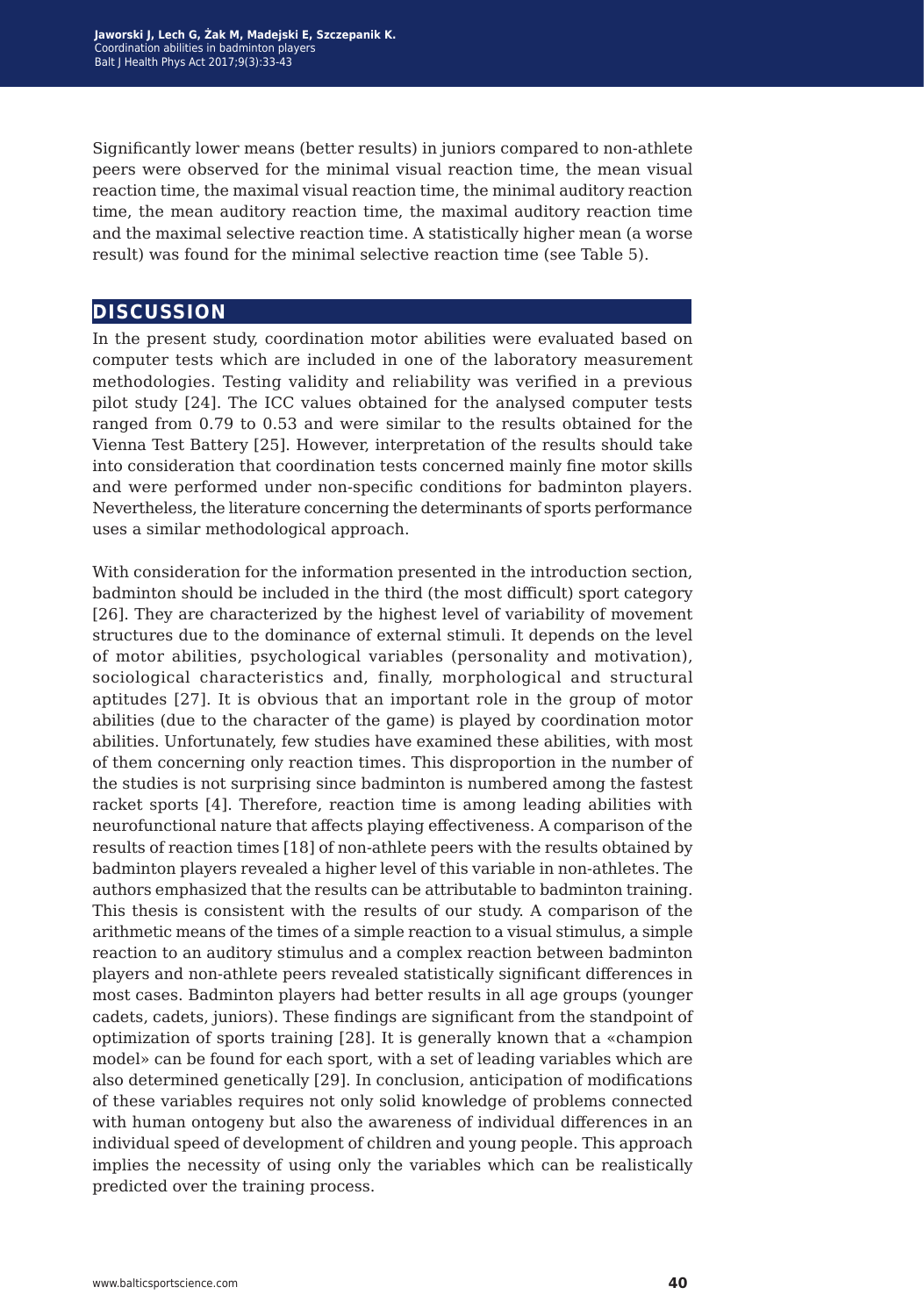Significantly lower means (better results) in juniors compared to non-athlete peers were observed for the minimal visual reaction time, the mean visual reaction time, the maximal visual reaction time, the minimal auditory reaction time, the mean auditory reaction time, the maximal auditory reaction time and the maximal selective reaction time. A statistically higher mean (a worse result) was found for the minimal selective reaction time (see Table 5).

## DISCUSSION

In the present study, coordination motor abilities were evaluated based on computer tests which are included in one of the laboratory measurement methodologies. Testing validity and reliability was verified in a previous pilot study [24]. The ICC values obtained for the analysed computer tests ranged from 0.79 to 0.53 and were similar to the results obtained for the Vienna Test Battery [25]. However, interpretation of the results should take into consideration that coordination tests concerned mainly fine motor skills and were performed under non-specific conditions for badminton players. Nevertheless, the literature concerning the determinants of sports performance uses a similar methodological approach.

With consideration for the information presented in the introduction section, badminton should be included in the third (the most difficult) sport category [26]. They are characterized by the highest level of variability of movement structures due to the dominance of external stimuli. It depends on the level of motor abilities, psychological variables (personality and motivation), sociological characteristics and, finally, morphological and structural aptitudes [27]. It is obvious that an important role in the group of motor abilities (due to the character of the game) is played by coordination motor abilities. Unfortunately, few studies have examined these abilities, with most of them concerning only reaction times. This disproportion in the number of the studies is not surprising since badminton is numbered among the fastest racket sports [4]. Therefore, reaction time is among leading abilities with neurofunctional nature that affects playing effectiveness. A comparison of the results of reaction times [18] of non-athlete peers with the results obtained by badminton players revealed a higher level of this variable in non-athletes. The authors emphasized that the results can be attributable to badminton training. This thesis is consistent with the results of our study. A comparison of the arithmetic means of the times of a simple reaction to a visual stimulus, a simple reaction to an auditory stimulus and a complex reaction between badminton players and non-athlete peers revealed statistically significant differences in most cases. Badminton players had better results in all age groups (younger cadets, cadets, juniors). These findings are significant from the standpoint of optimization of sports training [28]. It is generally known that a «champion model» can be found for each sport, with a set of leading variables which are also determined genetically [29]. In conclusion, anticipation of modifications of these variables requires not only solid knowledge of problems connected with human ontogeny but also the awareness of individual differences in an individual speed of development of children and young people. This approach implies the necessity of using only the variables which can be realistically predicted over the training process.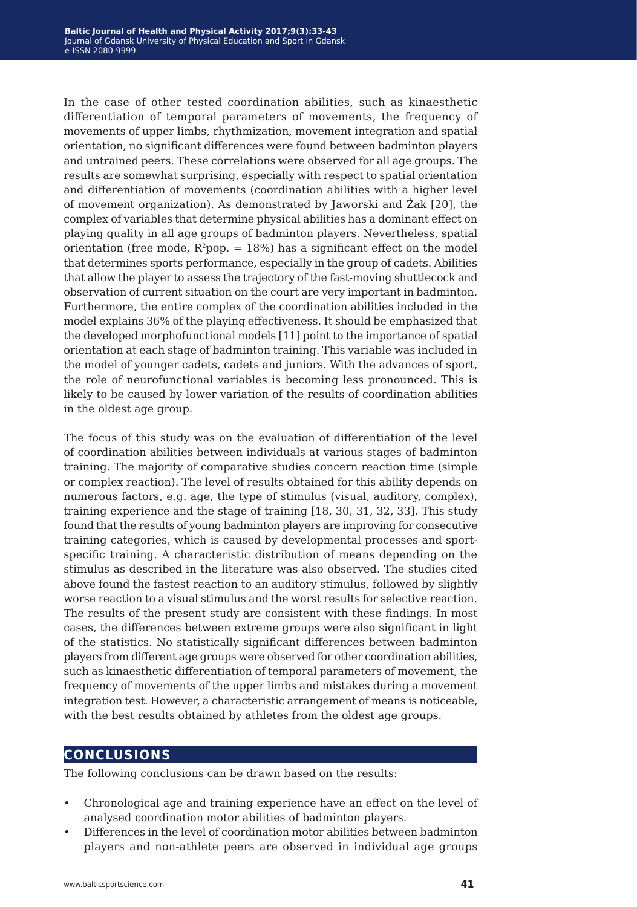In the case of other tested coordination abilities, such as kinaesthetic differentiation of temporal parameters of movements, the frequency of movements of upper limbs, rhythmization, movement integration and spatial orientation, no significant differences were found between badminton players and untrained peers. These correlations were observed for all age groups. The results are somewhat surprising, especially with respect to spatial orientation and differentiation of movements (coordination abilities with a higher level of movement organization). As demonstrated by Jaworski and Żak [20], the complex of variables that determine physical abilities has a dominant effect on playing quality in all age groups of badminton players. Nevertheless, spatial orientation (free mode, $R^2$pop. = 18%) has a significant effect on the model that determines sports performance, especially in the group of cadets. Abilities that allow the player to assess the trajectory of the fast-moving shuttlecock and observation of current situation on the court are very important in badminton. Furthermore, the entire complex of the coordination abilities included in the model explains 36% of the playing effectiveness. It should be emphasized that the developed morphofunctional models [11] point to the importance of spatial orientation at each stage of badminton training. This variable was included in the model of younger cadets, cadets and juniors. With the advances of sport, the role of neurofunctional variables is becoming less pronounced. This is likely to be caused by lower variation of the results of coordination abilities in the oldest age group.

The focus of this study was on the evaluation of differentiation of the level of coordination abilities between individuals at various stages of badminton training. The majority of comparative studies concern reaction time (simple or complex reaction). The level of results obtained for this ability depends on numerous factors, e.g. age, the type of stimulus (visual, auditory, complex), training experience and the stage of training [18, 30, 31, 32, 33]. This study found that the results of young badminton players are improving for consecutive training categories, which is caused by developmental processes and sport-specific training. A characteristic distribution of means depending on the stimulus as described in the literature was also observed. The studies cited above found the fastest reaction to an auditory stimulus, followed by slightly worse reaction to a visual stimulus and the worst results for selective reaction. The results of the present study are consistent with these findings. In most cases, the differences between extreme groups were also significant in light of the statistics. No statistically significant differences between badminton players from different age groups were observed for other coordination abilities, such as kinaesthetic differentiation of temporal parameters of movement, the frequency of movements of the upper limbs and mistakes during a movement integration test. However, a characteristic arrangement of means is noticeable, with the best results obtained by athletes from the oldest age groups.

## CONCLUSIONS

The following conclusions can be drawn based on the results:

- Chronological age and training experience have an effect on the level of analysed coordination motor abilities of badminton players.
- Differences in the level of coordination motor abilities between badminton players and non-athlete peers are observed in individual age groups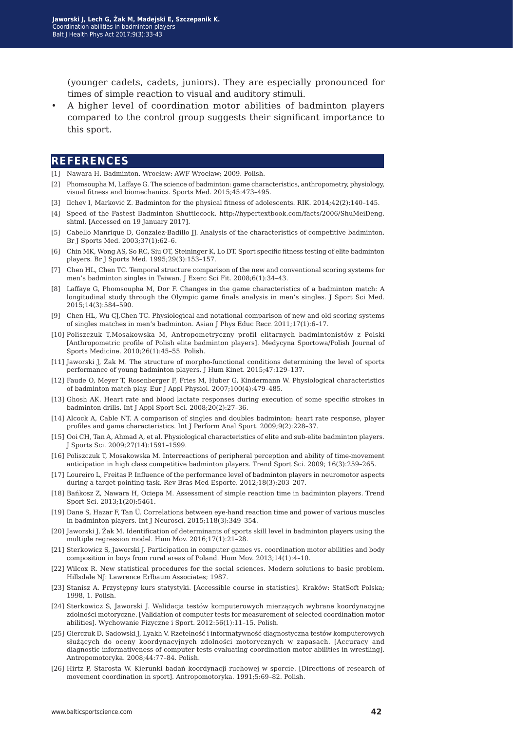(younger cadets, cadets, juniors). They are especially pronounced for times of simple reaction to visual and auditory stimuli.

- A higher level of coordination motor abilities of badminton players compared to the control group suggests their significant importance to this sport.

## REFERENCES

[1] Nawara H. Badminton. Wrocław: AWF Wrocław; 2009. Polish.

[2] Phomsoupha M, Laffaye G. The science of badminton: game characteristics, anthropometry, physiology, visual fitness and biomechanics. Sports Med. 2015;45:473–495.

[3] Ilchev I, Marković Z. Badminton for the physical fitness of adolescents. RIK. 2014;42(2):140–145.

[4] Speed of the Fastest Badminton Shuttlecock. http://hypertextbook.com/facts/2006/ShuMeiDeng.shtml. [Accessed on 19 January 2017].

[5] Cabello Manrique D, Gonzalez-Badillo JJ. Analysis of the characteristics of competitive badminton. Br J Sports Med. 2003;37(1):62–6.

[6] Chin MK, Wong AS, So RC, Siu OT, Steininger K, Lo DT. Sport specific fitness testing of elite badminton players. Br J Sports Med. 1995;29(3):153–157.

[7] Chen HL, Chen TC. Temporal structure comparison of the new and conventional scoring systems for men's badminton singles in Taiwan. J Exerc Sci Fit. 2008;6(1):34–43.

[8] Laffaye G, Phomsoupha M, Dor F. Changes in the game characteristics of a badminton match: A longitudinal study through the Olympic game finals analysis in men's singles. J Sport Sci Med. 2015;14(3):584–590.

[9] Chen HL, Wu CJ,Chen TC. Physiological and notational comparison of new and old scoring systems of singles matches in men's badminton. Asian J Phys Educ Recr. 2011;17(1):6–17.

[10] Poliszczuk T,Mosakowska M, Antropometryczny profil elitarnych badmintonistów z Polski [Anthropometric profile of Polish elite badminton players]. Medycyna Sportowa/Polish Journal of Sports Medicine. 2010;26(1):45–55. Polish.

[11] Jaworski J, Żak M. The structure of morpho-functional conditions determining the level of sports performance of young badminton players. J Hum Kinet. 2015;47:129–137.

[12] Faude O, Meyer T, Rosenberger F, Fries M, Huber G, Kindermann W. Physiological characteristics of badminton match play. Eur J Appl Physiol. 2007;100(4):479–485.

[13] Ghosh AK. Heart rate and blood lactate responses during execution of some specific strokes in badminton drills. Int J Appl Sport Sci. 2008;20(2):27–36.

[14] Alcock A, Cable NT. A comparison of singles and doubles badminton: heart rate response, player profiles and game characteristics. Int J Perform Anal Sport. 2009;9(2):228–37.

[15] Ooi CH, Tan A, Ahmad A, et al. Physiological characteristics of elite and sub-elite badminton players. J Sports Sci. 2009;27(14):1591–1599.

[16] Poliszczuk T, Mosakowska M. Interreactions of peripheral perception and ability of time-movement anticipation in high class competitive badminton players. Trend Sport Sci. 2009; 16(3):259–265.

[17] Loureiro L, Freitas P. Influence of the performance level of badminton players in neuromotor aspects during a target-pointing task. Rev Bras Med Esporte. 2012;18(3):203–207.

[18] Bańkosz Z, Nawara H, Ociepa M. Assessment of simple reaction time in badminton players. Trend Sport Sci. 2013;1(20):5461.

[19] Dane S, Hazar F, Tan Ü. Correlations between eye-hand reaction time and power of various muscles in badminton players. Int J Neurosci. 2015;118(3):349–354.

[20] Jaworski J, Żak M. Identification of determinants of sports skill level in badminton players using the multiple regression model. Hum Mov. 2016;17(1):21–28.

[21] Sterkowicz S, Jaworski J. Participation in computer games vs. coordination motor abilities and body composition in boys from rural areas of Poland. Hum Mov. 2013;14(1):4–10.

[22] Wilcox R. New statistical procedures for the social sciences. Modern solutions to basic problem. Hillsdale NJ: Lawrence Erlbaum Associates; 1987.

[23] Stanisz A. Przystępny kurs statystyki. [Accessible course in statistics]. Kraków: StatSoft Polska; 1998, 1. Polish.

[24] Sterkowicz S, Jaworski J. Walidacja testów komputerowych mierzących wybrane koordynacyjne zdolności motoryczne. [Validation of computer tests for measurement of selected coordination motor abilities]. Wychowanie Fizyczne i Sport. 2012:56(1):11–15. Polish.

[25] Gierczuk D, Sadowski J, Lyakh V. Rzetelność i informatywność diagnostyczna testów komputerowych służących do oceny koordynacyjnych zdolności motorycznych w zapasach. [Accuracy and diagnostic informativeness of computer tests evaluating coordination motor abilities in wrestling]. Antropomotoryka. 2008;44:77–84. Polish.

[26] Hirtz P, Starosta W. Kierunki badań koordynacji ruchowej w sporcie. [Directions of research of movement coordination in sport]. Antropomotoryka. 1991;5:69–82. Polish.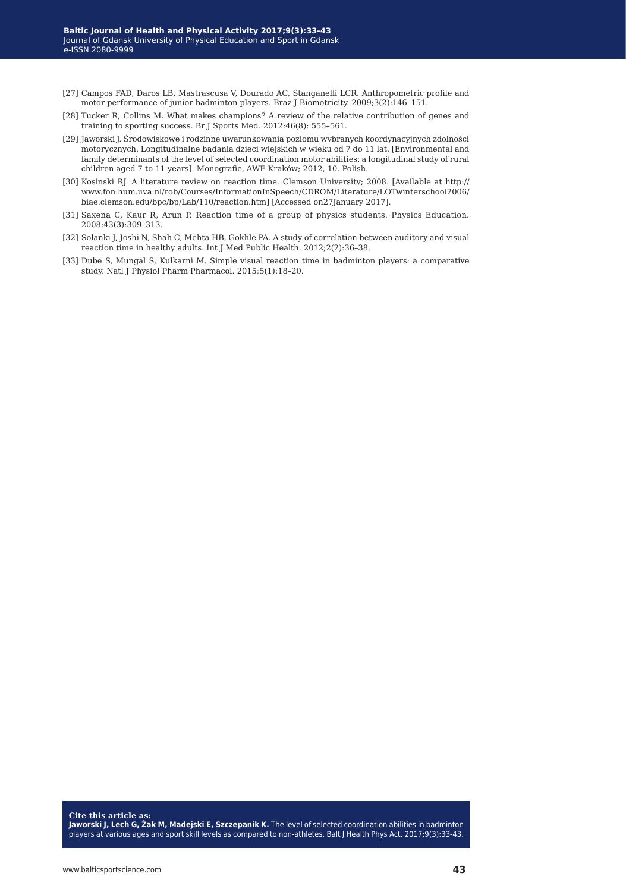[27] Campos FAD, Daros LB, Mastrascusa V, Dourado AC, Stanganelli LCR. Anthropometric profile and motor performance of junior badminton players. Braz J Biomotricity. 2009;3(2):146–151.

[28] Tucker R, Collins M. What makes champions? A review of the relative contribution of genes and training to sporting success. Br J Sports Med. 2012:46(8): 555–561.

[29] Jaworski J. Środowiskowe i rodzinne uwarunkowania poziomu wybranych koordynacyjnych zdolności motorycznych. Longitudinalne badania dzieci wiejskich w wieku od 7 do 11 lat. [Environmental and family determinants of the level of selected coordination motor abilities: a longitudinal study of rural children aged 7 to 11 years]. Monografie, AWF Kraków; 2012, 10. Polish.

[30] Kosinski RJ. A literature review on reaction time. Clemson University; 2008. [Available at http://www.fon.hum.uva.nl/rob/Courses/InformationInSpeech/CDROM/Literature/LOTwinterschool2006/biae.clemson.edu/bpc/bp/Lab/110/reaction.htm] [Accessed on27January 2017].

[31] Saxena C, Kaur R, Arun P. Reaction time of a group of physics students. Physics Education. 2008;43(3):309–313.

[32] Solanki J, Joshi N, Shah C, Mehta HB, Gokhle PA. A study of correlation between auditory and visual reaction time in healthy adults. Int J Med Public Health. 2012;2(2):36–38.

[33] Dube S, Mungal S, Kulkarni M. Simple visual reaction time in badminton players: a comparative study. Natl J Physiol Pharm Pharmacol. 2015;5(1):18–20.

**Cite this article as:**
**Jaworski J, Lech G, Żak M, Madejski E, Szczepanik K.** The level of selected coordination abilities in badminton players at various ages and sport skill levels as compared to non-athletes. Balt J Health Phys Act. 2017;9(3):33-43.